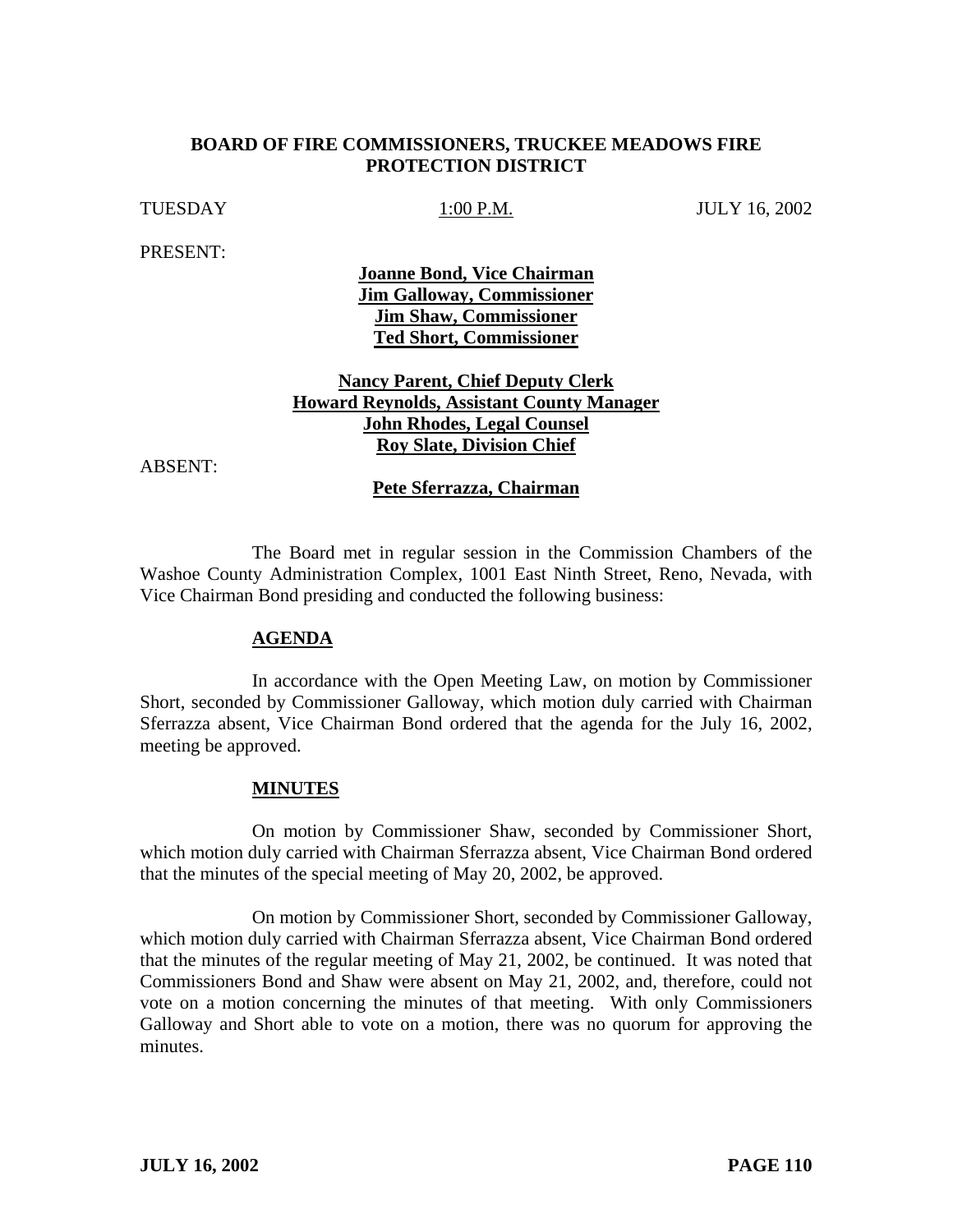# BOARD OF FIRE COMMISSIONERS, TRUCKEE MEADOWS FIRE PROTECTION DISTRICT

TUESDAY 1:00 P.M. JULY 16, 2002

PRESENT:

**Joanne Bond, Vice Chairman**
**Jim Galloway, Commissioner**
**Jim Shaw, Commissioner**
**Ted Short, Commissioner**

**Nancy Parent, Chief Deputy Clerk**
**Howard Reynolds, Assistant County Manager**
**John Rhodes, Legal Counsel**
**Roy Slate, Division Chief**

ABSENT:

**Pete Sferrazza, Chairman**

The Board met in regular session in the Commission Chambers of the Washoe County Administration Complex, 1001 East Ninth Street, Reno, Nevada, with Vice Chairman Bond presiding and conducted the following business:

## AGENDA

In accordance with the Open Meeting Law, on motion by Commissioner Short, seconded by Commissioner Galloway, which motion duly carried with Chairman Sferrazza absent, Vice Chairman Bond ordered that the agenda for the July 16, 2002, meeting be approved.

## MINUTES

On motion by Commissioner Shaw, seconded by Commissioner Short, which motion duly carried with Chairman Sferrazza absent, Vice Chairman Bond ordered that the minutes of the special meeting of May 20, 2002, be approved.

On motion by Commissioner Short, seconded by Commissioner Galloway, which motion duly carried with Chairman Sferrazza absent, Vice Chairman Bond ordered that the minutes of the regular meeting of May 21, 2002, be continued. It was noted that Commissioners Bond and Shaw were absent on May 21, 2002, and, therefore, could not vote on a motion concerning the minutes of that meeting. With only Commissioners Galloway and Short able to vote on a motion, there was no quorum for approving the minutes.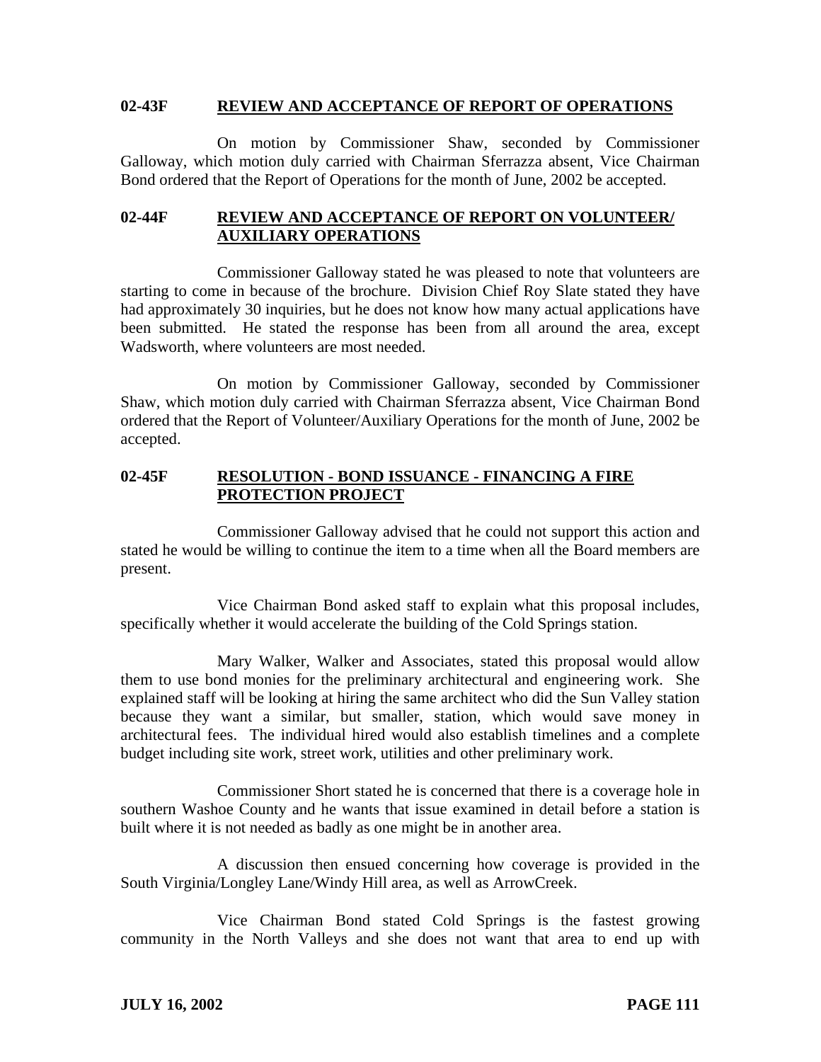### 02-43F REVIEW AND ACCEPTANCE OF REPORT OF OPERATIONS

On motion by Commissioner Shaw, seconded by Commissioner Galloway, which motion duly carried with Chairman Sferrazza absent, Vice Chairman Bond ordered that the Report of Operations for the month of June, 2002 be accepted.

### 02-44F REVIEW AND ACCEPTANCE OF REPORT ON VOLUNTEER/ AUXILIARY OPERATIONS

Commissioner Galloway stated he was pleased to note that volunteers are starting to come in because of the brochure. Division Chief Roy Slate stated they have had approximately 30 inquiries, but he does not know how many actual applications have been submitted. He stated the response has been from all around the area, except Wadsworth, where volunteers are most needed.

On motion by Commissioner Galloway, seconded by Commissioner Shaw, which motion duly carried with Chairman Sferrazza absent, Vice Chairman Bond ordered that the Report of Volunteer/Auxiliary Operations for the month of June, 2002 be accepted.

### 02-45F RESOLUTION - BOND ISSUANCE - FINANCING A FIRE PROTECTION PROJECT

Commissioner Galloway advised that he could not support this action and stated he would be willing to continue the item to a time when all the Board members are present.

Vice Chairman Bond asked staff to explain what this proposal includes, specifically whether it would accelerate the building of the Cold Springs station.

Mary Walker, Walker and Associates, stated this proposal would allow them to use bond monies for the preliminary architectural and engineering work. She explained staff will be looking at hiring the same architect who did the Sun Valley station because they want a similar, but smaller, station, which would save money in architectural fees. The individual hired would also establish timelines and a complete budget including site work, street work, utilities and other preliminary work.

Commissioner Short stated he is concerned that there is a coverage hole in southern Washoe County and he wants that issue examined in detail before a station is built where it is not needed as badly as one might be in another area.

A discussion then ensued concerning how coverage is provided in the South Virginia/Longley Lane/Windy Hill area, as well as ArrowCreek.

Vice Chairman Bond stated Cold Springs is the fastest growing community in the North Valleys and she does not want that area to end up with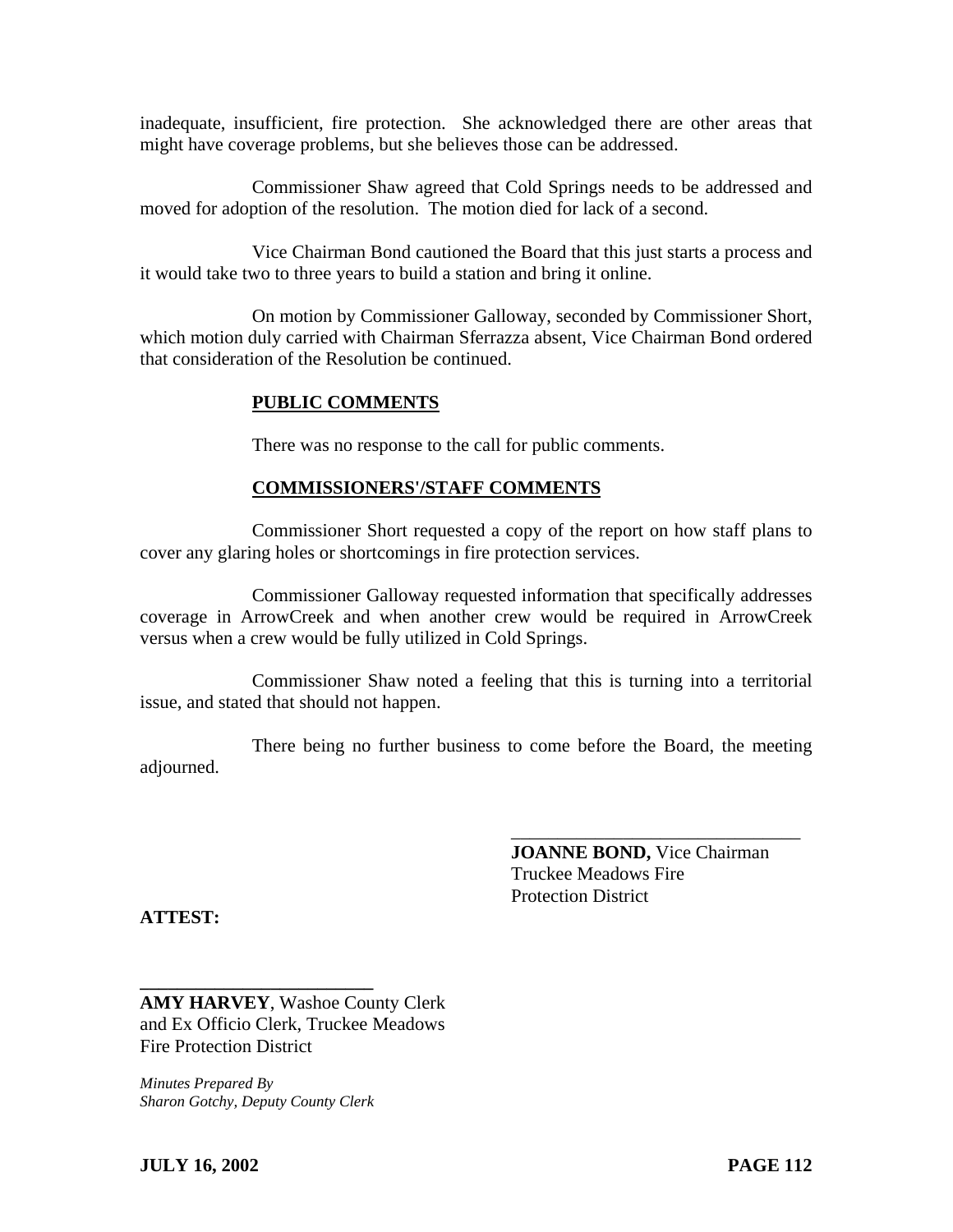inadequate, insufficient, fire protection. She acknowledged there are other areas that might have coverage problems, but she believes those can be addressed.

Commissioner Shaw agreed that Cold Springs needs to be addressed and moved for adoption of the resolution. The motion died for lack of a second.

Vice Chairman Bond cautioned the Board that this just starts a process and it would take two to three years to build a station and bring it online.

On motion by Commissioner Galloway, seconded by Commissioner Short, which motion duly carried with Chairman Sferrazza absent, Vice Chairman Bond ordered that consideration of the Resolution be continued.

**PUBLIC COMMENTS**

There was no response to the call for public comments.

**COMMISSIONERS'/STAFF COMMENTS**

Commissioner Short requested a copy of the report on how staff plans to cover any glaring holes or shortcomings in fire protection services.

Commissioner Galloway requested information that specifically addresses coverage in ArrowCreek and when another crew would be required in ArrowCreek versus when a crew would be fully utilized in Cold Springs.

Commissioner Shaw noted a feeling that this is turning into a territorial issue, and stated that should not happen.

There being no further business to come before the Board, the meeting adjourned.

\_\_\_\_\_\_\_\_\_\_\_\_\_\_\_\_\_\_\_\_\_\_\_\_\_\_\_\_\_\_\_
**JOANNE BOND,** Vice Chairman
Truckee Meadows Fire
Protection District

**ATTEST:**

\_\_\_\_\_\_\_\_\_\_\_\_\_\_\_\_\_\_\_\_\_\_\_\_\_\_\_
**AMY HARVEY**, Washoe County Clerk
and Ex Officio Clerk, Truckee Meadows
Fire Protection District

*Minutes Prepared By*
*Sharon Gotchy, Deputy County Clerk*